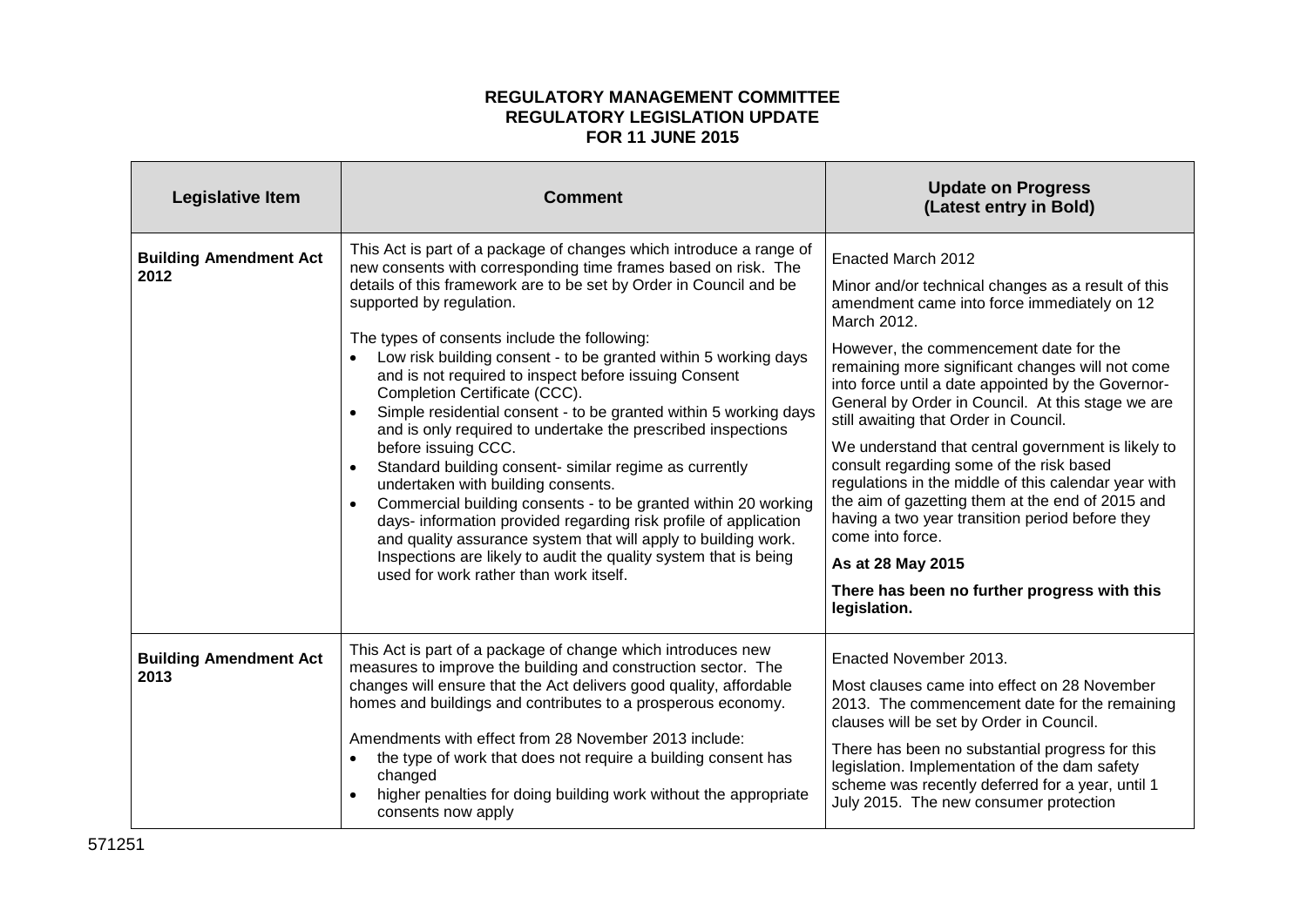**REGULATORY MANAGEMENT COMMITTEE**
**REGULATORY LEGISLATION UPDATE**
**FOR 11 JUNE 2015**

| Legislative Item | Comment | Update on Progress (Latest entry in Bold) |
|---|---|---|
| **Building Amendment Act 2012** | This Act is part of a package of changes which introduce a range of new consents with corresponding time frames based on risk. The details of this framework are to be set by Order in Council and be supported by regulation.<br><br>The types of consents include the following:<br>• Low risk building consent - to be granted within 5 working days and is not required to inspect before issuing Consent Completion Certificate (CCC).<br>• Simple residential consent - to be granted within 5 working days and is only required to undertake the prescribed inspections before issuing CCC.<br>• Standard building consent- similar regime as currently undertaken with building consents.<br>• Commercial building consents - to be granted within 20 working days- information provided regarding risk profile of application and quality assurance system that will apply to building work. Inspections are likely to audit the quality system that is being used for work rather than work itself. | Enacted March 2012<br><br>Minor and/or technical changes as a result of this amendment came into force immediately on 12 March 2012.<br><br>However, the commencement date for the remaining more significant changes will not come into force until a date appointed by the Governor-General by Order in Council. At this stage we are still awaiting that Order in Council.<br><br>We understand that central government is likely to consult regarding some of the risk based regulations in the middle of this calendar year with the aim of gazetting them at the end of 2015 and having a two year transition period before they come into force.<br><br>**As at 28 May 2015**<br><br>**There has been no further progress with this legislation.** |
| **Building Amendment Act 2013** | This Act is part of a package of change which introduces new measures to improve the building and construction sector. The changes will ensure that the Act delivers good quality, affordable homes and buildings and contributes to a prosperous economy.<br><br>Amendments with effect from 28 November 2013 include:<br>• the type of work that does not require a building consent has changed<br>• higher penalties for doing building work without the appropriate consents now apply | Enacted November 2013.<br><br>Most clauses came into effect on 28 November 2013. The commencement date for the remaining clauses will be set by Order in Council.<br><br>There has been no substantial progress for this legislation. Implementation of the dam safety scheme was recently deferred for a year, until 1 July 2015. The new consumer protection |

571251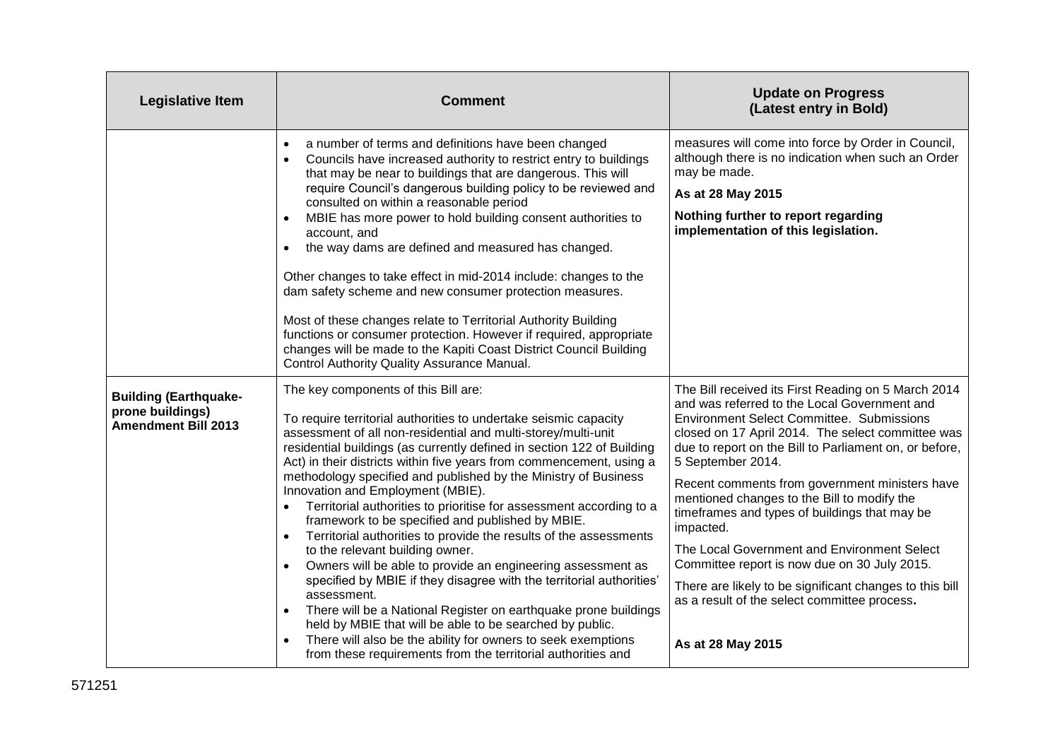| Legislative Item | Comment | Update on Progress (Latest entry in Bold) |
|---|---|---|
| | • a number of terms and definitions have been changed<br>• Councils have increased authority to restrict entry to buildings that may be near to buildings that are dangerous. This will require Council's dangerous building policy to be reviewed and consulted on within a reasonable period<br>• MBIE has more power to hold building consent authorities to account, and<br>• the way dams are defined and measured has changed.<br><br>Other changes to take effect in mid-2014 include: changes to the dam safety scheme and new consumer protection measures.<br><br>Most of these changes relate to Territorial Authority Building functions or consumer protection. However if required, appropriate changes will be made to the Kapiti Coast District Council Building Control Authority Quality Assurance Manual. | measures will come into force by Order in Council, although there is no indication when such an Order may be made.<br><br>**As at 28 May 2015**<br><br>**Nothing further to report regarding implementation of this legislation.** |
| **Building (Earthquake-prone buildings) Amendment Bill 2013** | The key components of this Bill are:<br><br>To require territorial authorities to undertake seismic capacity assessment of all non-residential and multi-storey/multi-unit residential buildings (as currently defined in section 122 of Building Act) in their districts within five years from commencement, using a methodology specified and published by the Ministry of Business Innovation and Employment (MBIE).<br>• Territorial authorities to prioritise for assessment according to a framework to be specified and published by MBIE.<br>• Territorial authorities to provide the results of the assessments to the relevant building owner.<br>• Owners will be able to provide an engineering assessment as specified by MBIE if they disagree with the territorial authorities' assessment.<br>• There will be a National Register on earthquake prone buildings held by MBIE that will be able to be searched by public.<br>• There will also be the ability for owners to seek exemptions from these requirements from the territorial authorities and | The Bill received its First Reading on 5 March 2014 and was referred to the Local Government and Environment Select Committee. Submissions closed on 17 April 2014. The select committee was due to report on the Bill to Parliament on, or before, 5 September 2014.<br><br>Recent comments from government ministers have mentioned changes to the Bill to modify the timeframes and types of buildings that may be impacted.<br><br>The Local Government and Environment Select Committee report is now due on 30 July 2015.<br><br>There are likely to be significant changes to this bill as a result of the select committee process.<br><br>**As at 28 May 2015** |

571251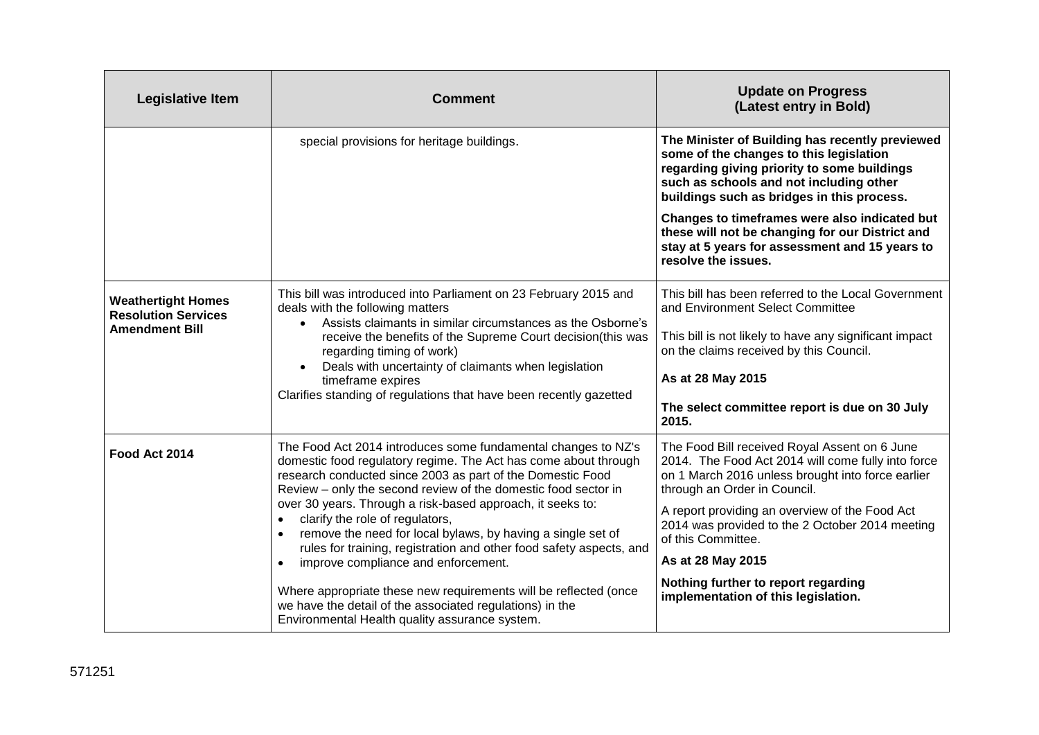| Legislative Item | Comment | Update on Progress (Latest entry in Bold) |
|---|---|---|
| | special provisions for heritage buildings. | **The Minister of Building has recently previewed some of the changes to this legislation regarding giving priority to some buildings such as schools and not including other buildings such as bridges in this process.**<br><br>**Changes to timeframes were also indicated but these will not be changing for our District and stay at 5 years for assessment and 15 years to resolve the issues.** |
| **Weathertight Homes Resolution Services Amendment Bill** | This bill was introduced into Parliament on 23 February 2015 and deals with the following matters<br>• Assists claimants in similar circumstances as the Osborne's receive the benefits of the Supreme Court decision(this was regarding timing of work)<br>• Deals with uncertainty of claimants when legislation timeframe expires<br>Clarifies standing of regulations that have been recently gazetted | This bill has been referred to the Local Government and Environment Select Committee<br><br>This bill is not likely to have any significant impact on the claims received by this Council.<br><br>**As at 28 May 2015**<br><br>**The select committee report is due on 30 July 2015.** |
| **Food Act 2014** | The Food Act 2014 introduces some fundamental changes to NZ's domestic food regulatory regime. The Act has come about through research conducted since 2003 as part of the Domestic Food Review – only the second review of the domestic food sector in over 30 years. Through a risk-based approach, it seeks to:<br>• clarify the role of regulators,<br>• remove the need for local bylaws, by having a single set of rules for training, registration and other food safety aspects, and<br>• improve compliance and enforcement.<br><br>Where appropriate these new requirements will be reflected (once we have the detail of the associated regulations) in the Environmental Health quality assurance system. | The Food Bill received Royal Assent on 6 June 2014. The Food Act 2014 will come fully into force on 1 March 2016 unless brought into force earlier through an Order in Council.<br><br>A report providing an overview of the Food Act 2014 was provided to the 2 October 2014 meeting of this Committee.<br><br>**As at 28 May 2015**<br><br>**Nothing further to report regarding implementation of this legislation.** |

571251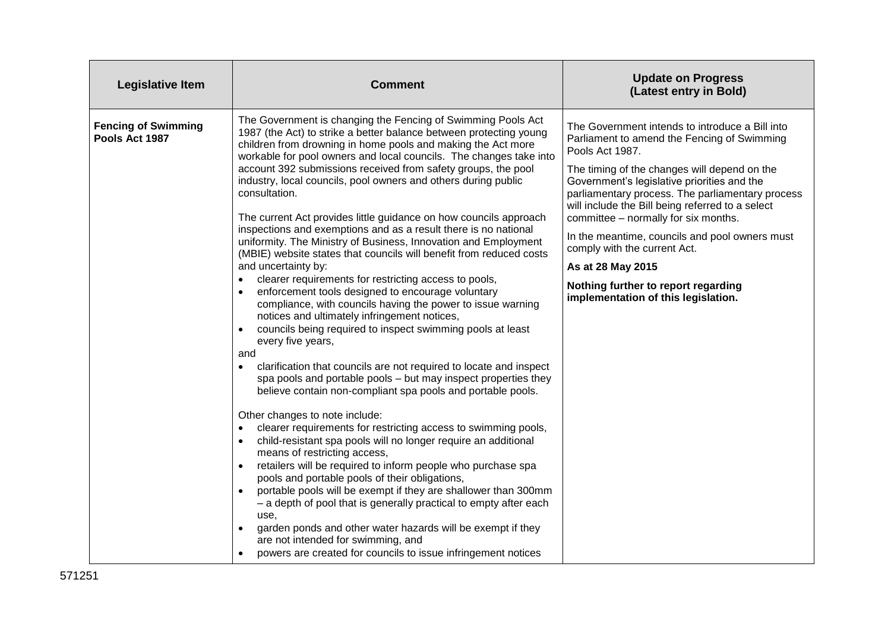| Legislative Item | Comment | Update on Progress (Latest entry in Bold) |
|---|---|---|
| **Fencing of Swimming Pools Act 1987** | The Government is changing the Fencing of Swimming Pools Act 1987 (the Act) to strike a better balance between protecting young children from drowning in home pools and making the Act more workable for pool owners and local councils. The changes take into account 392 submissions received from safety groups, the pool industry, local councils, pool owners and others during public consultation.<br><br>The current Act provides little guidance on how councils approach inspections and exemptions and as a result there is no national uniformity. The Ministry of Business, Innovation and Employment (MBIE) website states that councils will benefit from reduced costs and uncertainty by:<br>• clearer requirements for restricting access to pools,<br>• enforcement tools designed to encourage voluntary compliance, with councils having the power to issue warning notices and ultimately infringement notices,<br>• councils being required to inspect swimming pools at least every five years,<br>and<br>• clarification that councils are not required to locate and inspect spa pools and portable pools – but may inspect properties they believe contain non-compliant spa pools and portable pools.<br><br>Other changes to note include:<br>• clearer requirements for restricting access to swimming pools,<br>• child-resistant spa pools will no longer require an additional means of restricting access,<br>• retailers will be required to inform people who purchase spa pools and portable pools of their obligations,<br>• portable pools will be exempt if they are shallower than 300mm – a depth of pool that is generally practical to empty after each use,<br>• garden ponds and other water hazards will be exempt if they are not intended for swimming, and<br>• powers are created for councils to issue infringement notices | The Government intends to introduce a Bill into Parliament to amend the Fencing of Swimming Pools Act 1987.<br><br>The timing of the changes will depend on the Government's legislative priorities and the parliamentary process. The parliamentary process will include the Bill being referred to a select committee – normally for six months.<br><br>In the meantime, councils and pool owners must comply with the current Act.<br><br>**As at 28 May 2015**<br><br>**Nothing further to report regarding implementation of this legislation.** |

571251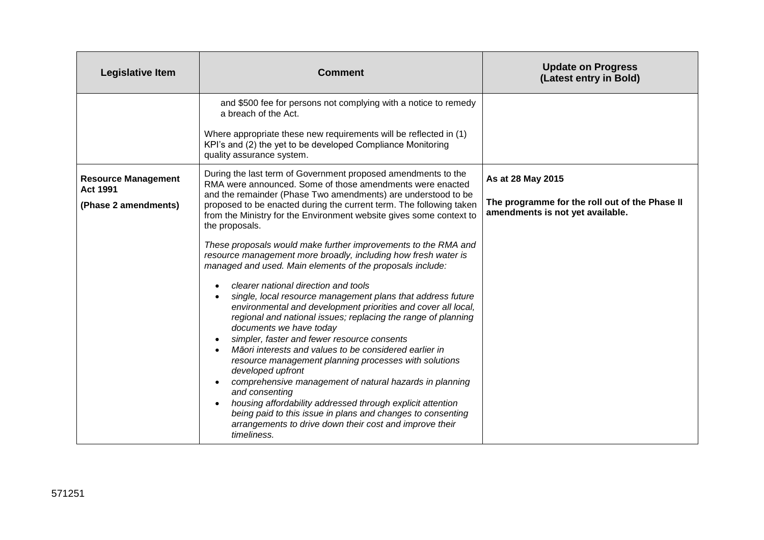| Legislative Item | Comment | Update on Progress (Latest entry in Bold) |
|---|---|---|
| | and $500 fee for persons not complying with a notice to remedy a breach of the Act.<br><br>Where appropriate these new requirements will be reflected in (1) KPI's and (2) the yet to be developed Compliance Monitoring quality assurance system. | |
| **Resource Management Act 1991**<br><br>**(Phase 2 amendments)** | During the last term of Government proposed amendments to the RMA were announced. Some of those amendments were enacted and the remainder (Phase Two amendments) are understood to be proposed to be enacted during the current term. The following taken from the Ministry for the Environment website gives some context to the proposals.<br><br>*These proposals would make further improvements to the RMA and resource management more broadly, including how fresh water is managed and used. Main elements of the proposals include:*<br><br>• *clearer national direction and tools*<br>• *single, local resource management plans that address future environmental and development priorities and cover all local, regional and national issues; replacing the range of planning documents we have today*<br>• *simpler, faster and fewer resource consents*<br>• *Māori interests and values to be considered earlier in resource management planning processes with solutions developed upfront*<br>• *comprehensive management of natural hazards in planning and consenting*<br>• *housing affordability addressed through explicit attention being paid to this issue in plans and changes to consenting arrangements to drive down their cost and improve their timeliness.* | **As at 28 May 2015**<br><br>**The programme for the roll out of the Phase II amendments is not yet available.** |

571251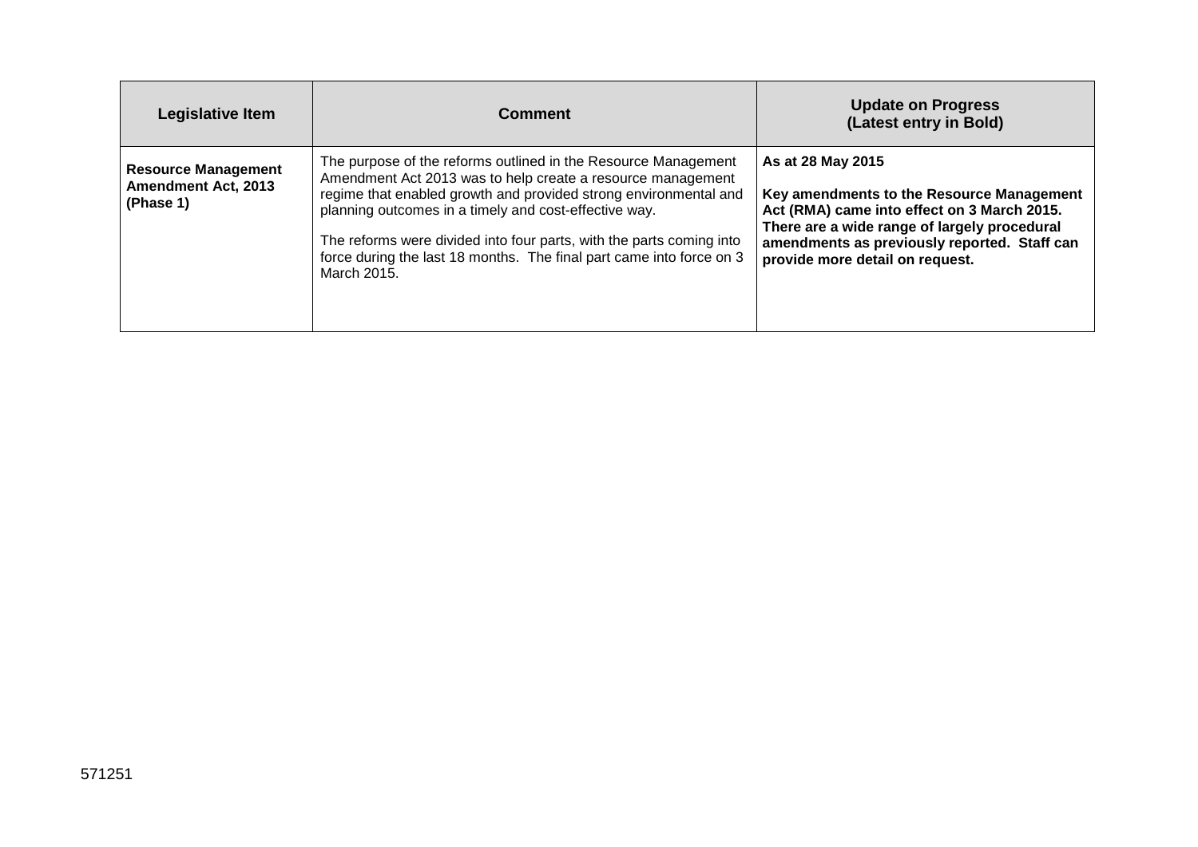| Legislative Item | Comment | Update on Progress (Latest entry in Bold) |
|---|---|---|
| **Resource Management Amendment Act, 2013 (Phase 1)** | The purpose of the reforms outlined in the Resource Management Amendment Act 2013 was to help create a resource management regime that enabled growth and provided strong environmental and planning outcomes in a timely and cost-effective way.<br><br>The reforms were divided into four parts, with the parts coming into force during the last 18 months. The final part came into force on 3 March 2015. | **As at 28 May 2015**<br><br>**Key amendments to the Resource Management Act (RMA) came into effect on 3 March 2015. There are a wide range of largely procedural amendments as previously reported. Staff can provide more detail on request.** |

571251